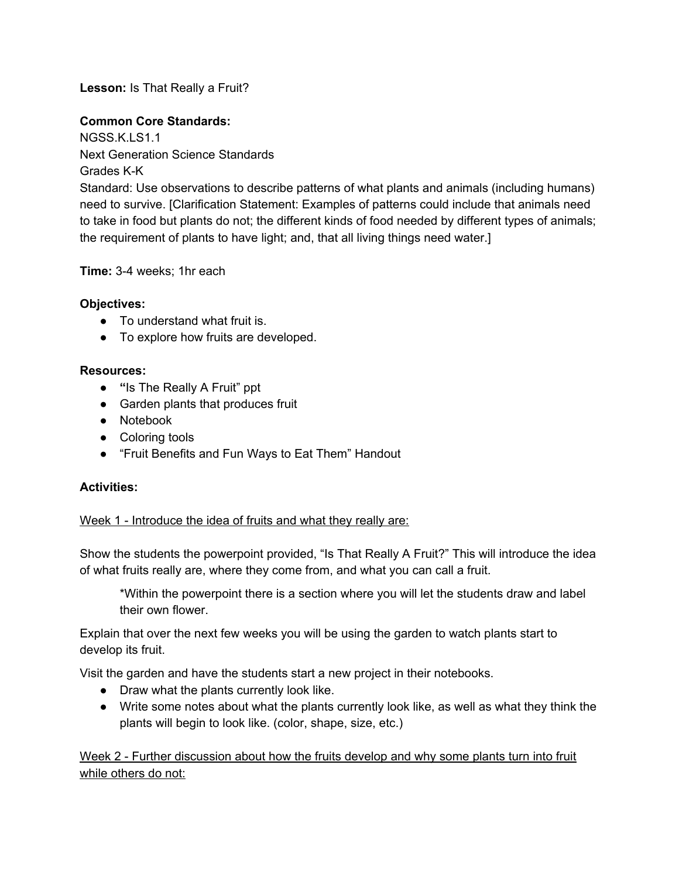**Lesson:** Is That Really a Fruit?

**Common Core Standards:**
NGSS.K.LS1.1
Next Generation Science Standards
Grades K-K
Standard: Use observations to describe patterns of what plants and animals (including humans) need to survive. [Clarification Statement: Examples of patterns could include that animals need to take in food but plants do not; the different kinds of food needed by different types of animals; the requirement of plants to have light; and, that all living things need water.]

**Time:** 3-4 weeks; 1hr each

**Objectives:**

- To understand what fruit is.
- To explore how fruits are developed.

**Resources:**

- **"**Is The Really A Fruit" ppt
- Garden plants that produces fruit
- Notebook
- Coloring tools
- "Fruit Benefits and Fun Ways to Eat Them" Handout

**Activities:**

Week 1 - Introduce the idea of fruits and what they really are:

Show the students the powerpoint provided, "Is That Really A Fruit?" This will introduce the idea of what fruits really are, where they come from, and what you can call a fruit.

> *Within the powerpoint there is a section where you will let the students draw and label their own flower.

Explain that over the next few weeks you will be using the garden to watch plants start to develop its fruit.

Visit the garden and have the students start a new project in their notebooks.

- Draw what the plants currently look like.
- Write some notes about what the plants currently look like, as well as what they think the plants will begin to look like. (color, shape, size, etc.)

Week 2 - Further discussion about how the fruits develop and why some plants turn into fruit while others do not: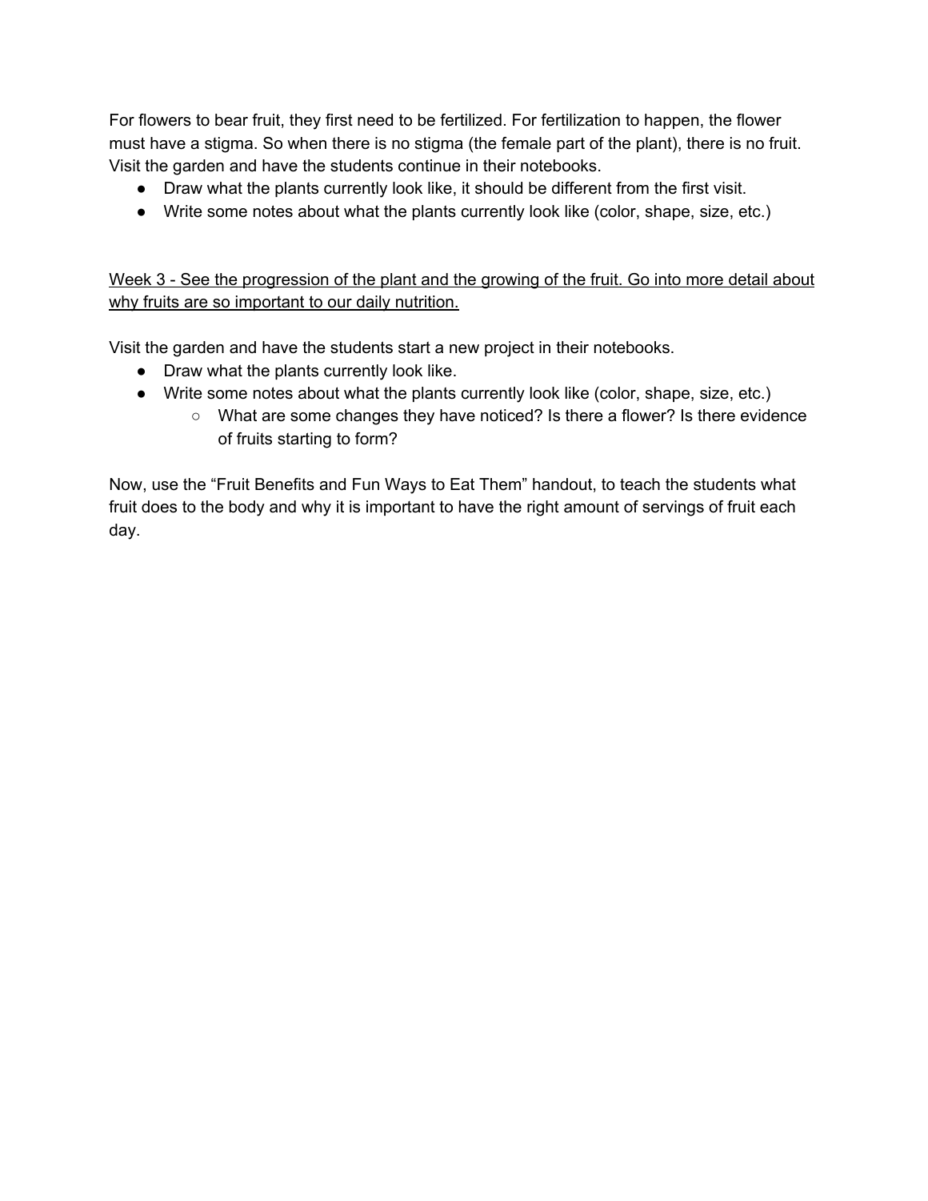For flowers to bear fruit, they first need to be fertilized. For fertilization to happen, the flower must have a stigma. So when there is no stigma (the female part of the plant), there is no fruit. Visit the garden and have the students continue in their notebooks.

- Draw what the plants currently look like, it should be different from the first visit.
- Write some notes about what the plants currently look like (color, shape, size, etc.)

<u>Week 3 - See the progression of the plant and the growing of the fruit. Go into more detail about why fruits are so important to our daily nutrition.</u>

Visit the garden and have the students start a new project in their notebooks.

- Draw what the plants currently look like.
- Write some notes about what the plants currently look like (color, shape, size, etc.)
    - What are some changes they have noticed? Is there a flower? Is there evidence of fruits starting to form?

Now, use the "Fruit Benefits and Fun Ways to Eat Them" handout, to teach the students what fruit does to the body and why it is important to have the right amount of servings of fruit each day.